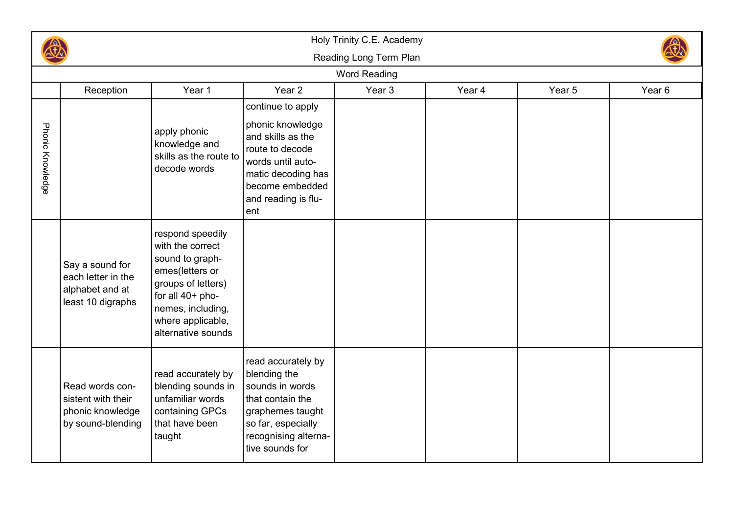# Holy Trinity C.E. Academy

## Reading Long Term Plan

### Word Reading

| | Reception | Year 1 | Year 2 | Year 3 | Year 4 | Year 5 | Year 6 |
|---|---|---|---|---|---|---|---|
| Phonic Knowledge | | apply phonic knowledge and skills as the route to decode words | continue to apply phonic knowledge and skills as the route to decode words until automatic decoding has become embedded and reading is fluent | | | | |
| | Say a sound for each letter in the alphabet and at least 10 digraphs | respond speedily with the correct sound to graphemes(letters or groups of letters) for all 40+ phonemes, including, where applicable, alternative sounds | | | | | |
| | Read words consistent with their phonic knowledge by sound-blending | read accurately by blending sounds in unfamiliar words containing GPCs that have been taught | read accurately by blending the sounds in words that contain the graphemes taught so far, especially recognising alternative sounds for | | | | |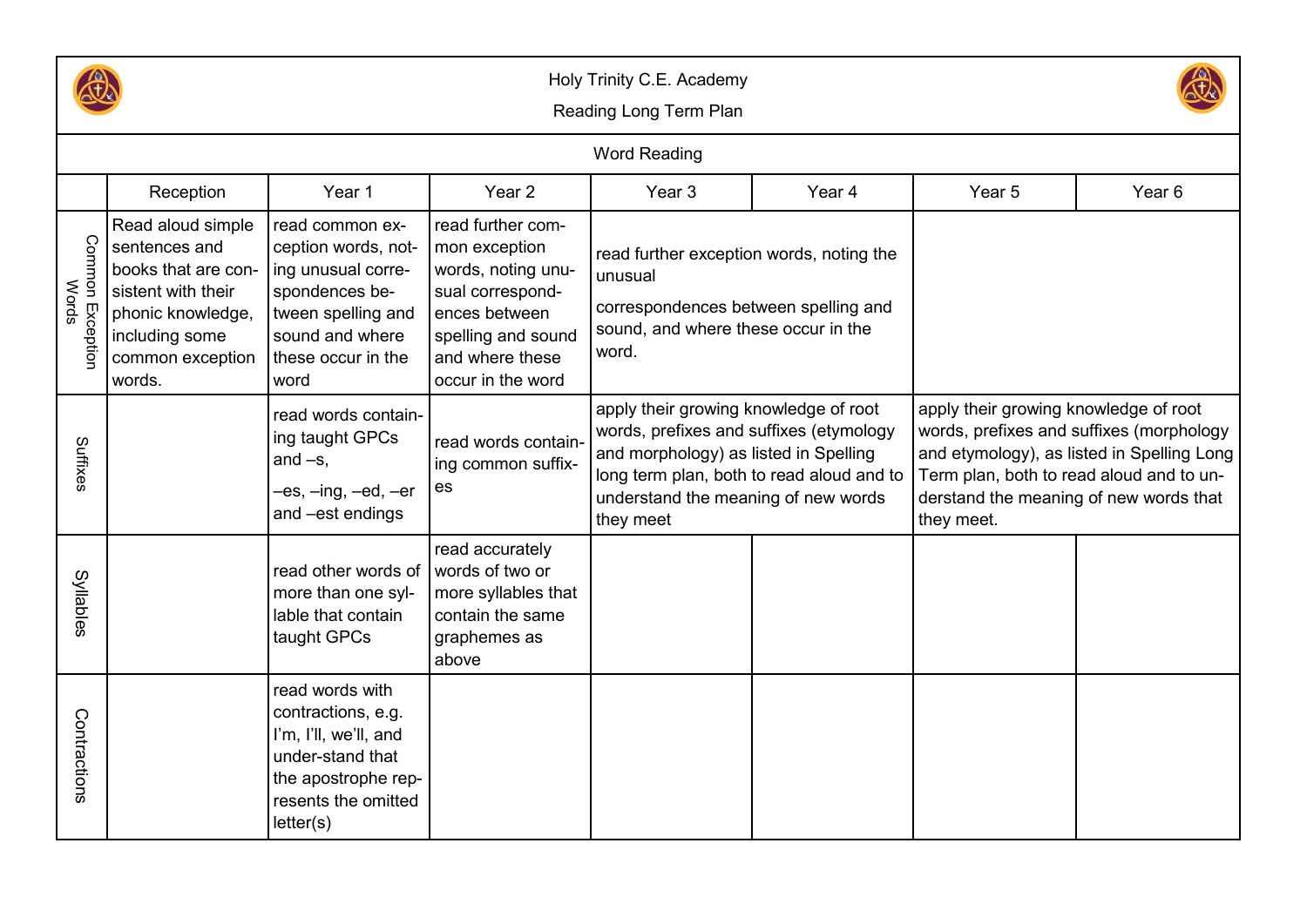# Holy Trinity C.E. Academy

## Reading Long Term Plan

### Word Reading

| | Reception | Year 1 | Year 2 | Year 3 | Year 4 | Year 5 | Year 6 |
|---|---|---|---|---|---|---|---|
| Common Exception Words | Read aloud simple sentences and books that are consistent with their phonic knowledge, including some common exception words. | read common exception words, noting unusual correspondences between spelling and sound and where these occur in the word | read further common exception words, noting unusual correspondences between spelling and sound and where these occur in the word | read further exception words, noting the unusual correspondences between spelling and sound, and where these occur in the word. | | | |
| Suffixes | | read words containing taught GPCs and –s, –es, –ing, –ed, –er and –est endings | read words containing common suffixes | apply their growing knowledge of root words, prefixes and suffixes (etymology and morphology) as listed in Spelling long term plan, both to read aloud and to understand the meaning of new words they meet | | apply their growing knowledge of root words, prefixes and suffixes (morphology and etymology), as listed in Spelling Long Term plan, both to read aloud and to understand the meaning of new words that they meet. | |
| Syllables | | read other words of more than one syllable that contain taught GPCs | read accurately words of two or more syllables that contain the same graphemes as above | | | | |
| Contractions | | read words with contractions, e.g. I'm, I'll, we'll, and under-stand that the apostrophe represents the omitted letter(s) | | | | | |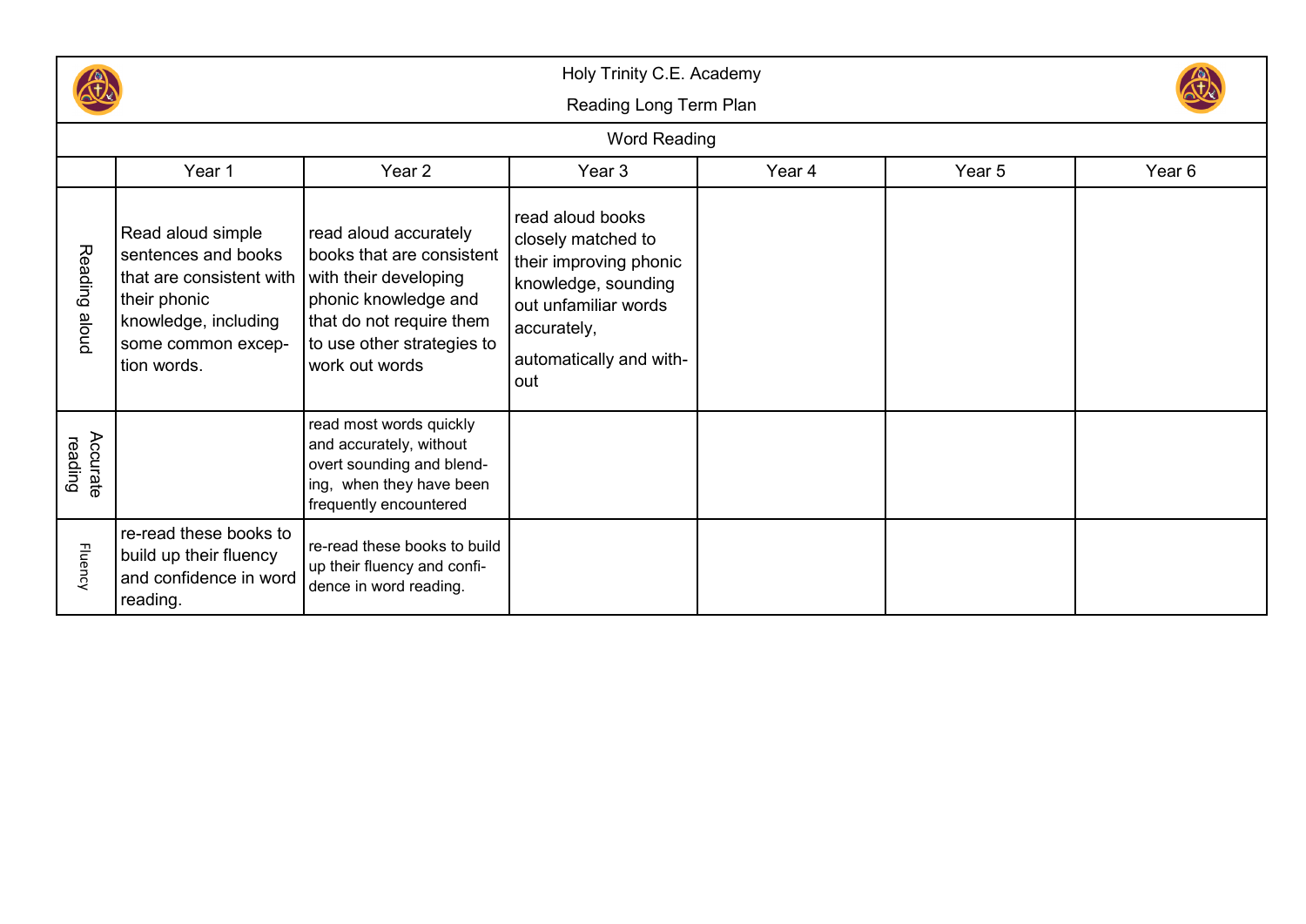Holy Trinity C.E. Academy

Reading Long Term Plan

| Word Reading | | | | | | |
|---|---|---|---|---|---|---|
| | Year 1 | Year 2 | Year 3 | Year 4 | Year 5 | Year 6 |
| Reading aloud | Read aloud simple sentences and books that are consistent with their phonic knowledge, including some common exception words. | read aloud accurately books that are consistent with their developing phonic knowledge and that do not require them to use other strategies to work out words | read aloud books closely matched to their improving phonic knowledge, sounding out unfamiliar words accurately, automatically and without | | | |
| Accurate reading | | read most words quickly and accurately, without overt sounding and blending, when they have been frequently encountered | | | | |
| Fluency | re-read these books to build up their fluency and confidence in word reading. | re-read these books to build up their fluency and confidence in word reading. | | | | |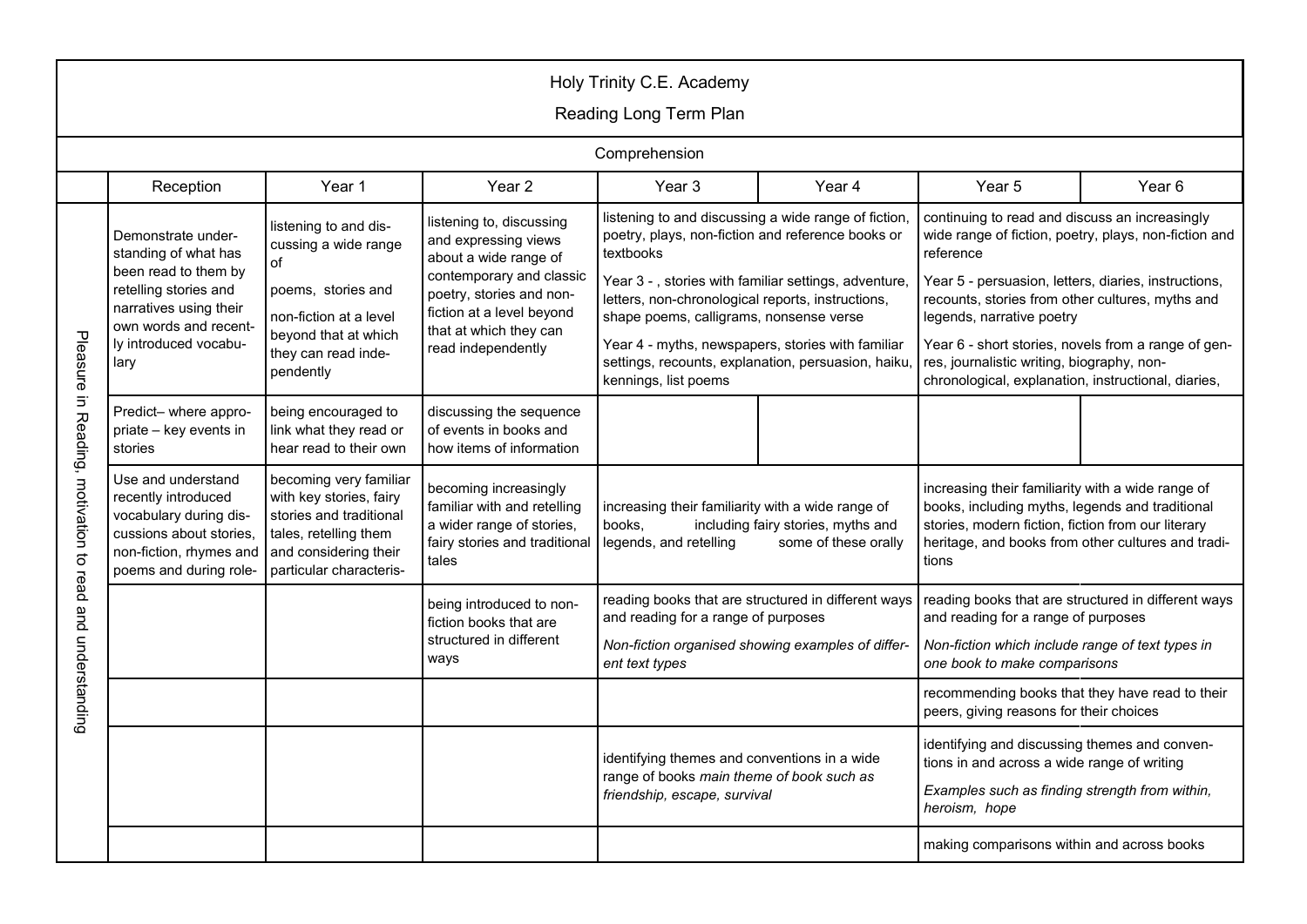# Holy Trinity C.E. Academy

## Reading Long Term Plan

### Comprehension

| | Reception | Year 1 | Year 2 | Year 3 | Year 4 | Year 5 | Year 6 |
|---|---|---|---|---|---|---|---|
| Pleasure in Reading, motivation to read and understanding | Demonstrate understanding of what has been read to them by retelling stories and narratives using their own words and recently introduced vocabulary | listening to and discussing a wide range of poems, stories and non-fiction at a level beyond that at which they can read independently | listening to, discussing and expressing views about a wide range of contemporary and classic poetry, stories and non-fiction at a level beyond that at which they can read independently | listening to and discussing a wide range of fiction, poetry, plays, non-fiction and reference books or textbooks<br><br>Year 3 - , stories with familiar settings, adventure, letters, non-chronological reports, instructions, shape poems, calligrams, nonsense verse<br><br>Year 4 - myths, newspapers, stories with familiar settings, recounts, explanation, persuasion, haiku, kennings, list poems | | continuing to read and discuss an increasingly wide range of fiction, poetry, plays, non-fiction and reference<br><br>Year 5 - persuasion, letters, diaries, instructions, recounts, stories from other cultures, myths and legends, narrative poetry<br><br>Year 6 - short stories, novels from a range of genres, journalistic writing, biography, non-chronological, explanation, instructional, diaries, | |
| | Predict– where appropriate – key events in stories | being encouraged to link what they read or hear read to their own | discussing the sequence of events in books and how items of information | | | | |
| | Use and understand recently introduced vocabulary during discussions about stories, non-fiction, rhymes and poems and during role- | becoming very familiar with key stories, fairy stories and traditional tales, retelling them and considering their particular characteris- | becoming increasingly familiar with and retelling a wider range of stories, fairy stories and traditional tales | increasing their familiarity with a wide range of books, including fairy stories, myths and legends, and retelling some of these orally | | increasing their familiarity with a wide range of books, including myths, legends and traditional stories, modern fiction, fiction from our literary heritage, and books from other cultures and traditions | |
| | | | being introduced to non-fiction books that are structured in different ways | reading books that are structured in different ways and reading for a range of purposes<br><br>*Non-fiction organised showing examples of different text types* | | reading books that are structured in different ways and reading for a range of purposes<br><br>*Non-fiction which include range of text types in one book to make comparisons* | |
| | | | | | | recommending books that they have read to their peers, giving reasons for their choices | |
| | | | | identifying themes and conventions in a wide range of books *main theme of book such as friendship, escape, survival* | | identifying and discussing themes and conventions in and across a wide range of writing<br><br>*Examples such as finding strength from within, heroism, hope* | |
| | | | | | | making comparisons within and across books | |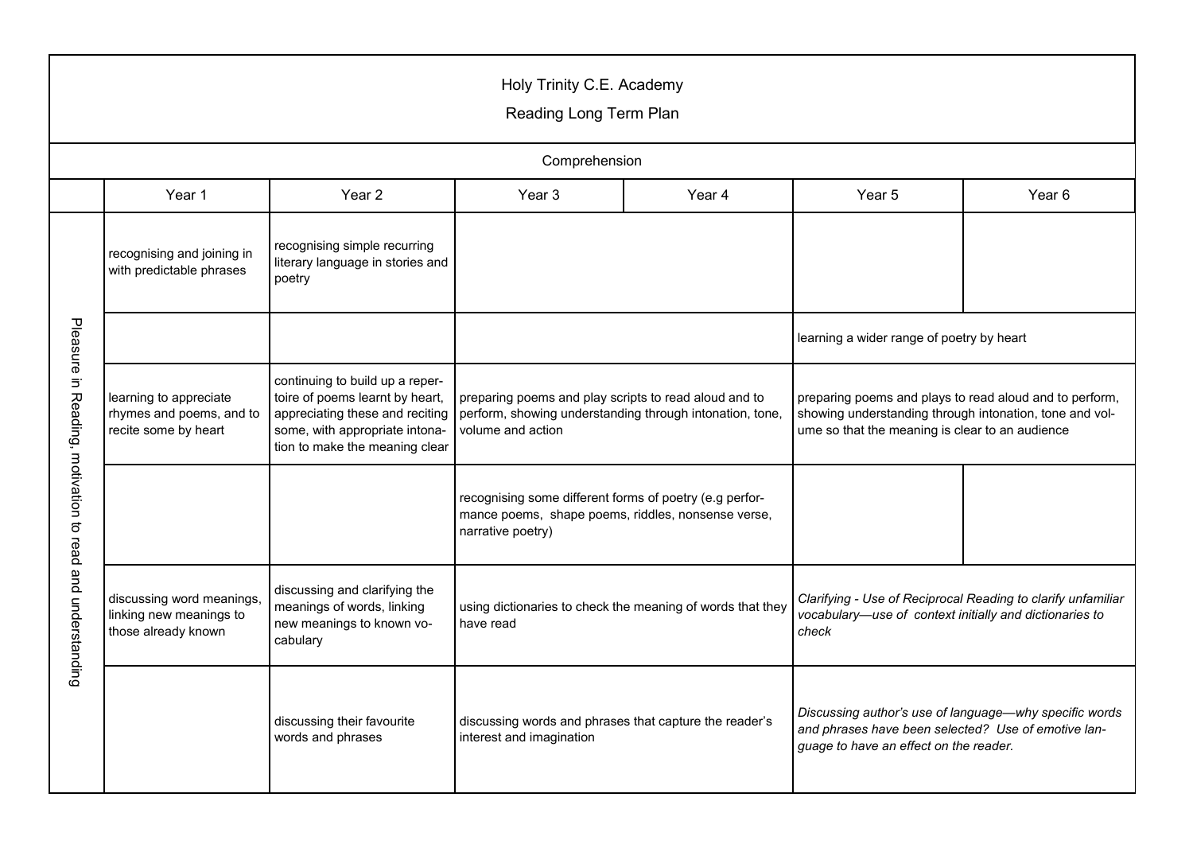Holy Trinity C.E. Academy

Reading Long Term Plan

| Comprehension | | | | | | |
|---|---|---|---|---|---|---|
| | Year 1 | Year 2 | Year 3 | Year 4 | Year 5 | Year 6 |
| Pleasure in Reading, motivation to read and understanding | recognising and joining in with predictable phrases | recognising simple recurring literary language in stories and poetry | | | | |
| | | | | | learning a wider range of poetry by heart | |
| | learning to appreciate rhymes and poems, and to recite some by heart | continuing to build up a repertoire of poems learnt by heart, appreciating these and reciting some, with appropriate intonation to make the meaning clear | preparing poems and play scripts to read aloud and to perform, showing understanding through intonation, tone, volume and action | | preparing poems and plays to read aloud and to perform, showing understanding through intonation, tone and volume so that the meaning is clear to an audience | |
| | | | recognising some different forms of poetry (e.g performance poems, shape poems, riddles, nonsense verse, narrative poetry) | | | |
| | discussing word meanings, linking new meanings to those already known | discussing and clarifying the meanings of words, linking new meanings to known vocabulary | using dictionaries to check the meaning of words that they have read | | *Clarifying - Use of Reciprocal Reading to clarify unfamiliar vocabulary—use of context initially and dictionaries to check* | |
| | | discussing their favourite words and phrases | discussing words and phrases that capture the reader's interest and imagination | | *Discussing author's use of language—why specific words and phrases have been selected? Use of emotive language to have an effect on the reader.* | |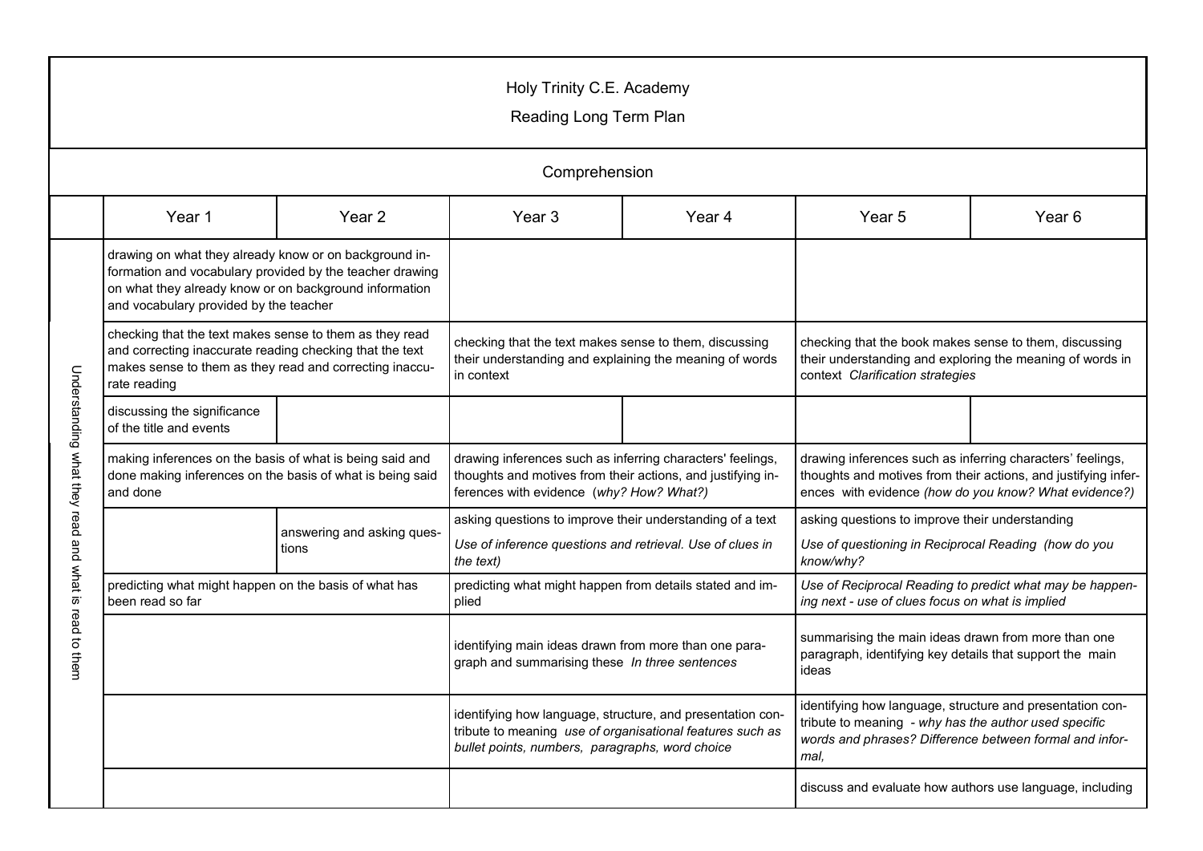# Holy Trinity C.E. Academy

## Reading Long Term Plan

### Comprehension

| | Year 1 | Year 2 | Year 3 | Year 4 | Year 5 | Year 6 |
|---|---|---|---|---|---|---|
| Understanding what they read and what is read to them | drawing on what they already know or on background information and vocabulary provided by the teacher drawing on what they already know or on background information and vocabulary provided by the teacher | | | | | |
| | checking that the text makes sense to them as they read and correcting inaccurate reading checking that the text makes sense to them as they read and correcting inaccurate reading | | checking that the text makes sense to them, discussing their understanding and explaining the meaning of words in context | | checking that the book makes sense to them, discussing their understanding and exploring the meaning of words in context *Clarification strategies* | |
| | discussing the significance of the title and events | | | | | |
| | making inferences on the basis of what is being said and done making inferences on the basis of what is being said and done | | drawing inferences such as inferring characters' feelings, thoughts and motives from their actions, and justifying inferences with evidence (*why? How? What?)* | | drawing inferences such as inferring characters' feelings, thoughts and motives from their actions, and justifying inferences with evidence *(how do you know? What evidence?)* | |
| | | answering and asking questions | asking questions to improve their understanding of a text *Use of inference questions and retrieval. Use of clues in the text)* | | asking questions to improve their understanding *Use of questioning in Reciprocal Reading (how do you know/why?* | |
| | predicting what might happen on the basis of what has been read so far | | predicting what might happen from details stated and implied | | *Use of Reciprocal Reading to predict what may be happening next - use of clues focus on what is implied* | |
| | | | identifying main ideas drawn from more than one paragraph and summarising these *In three sentences* | | summarising the main ideas drawn from more than one paragraph, identifying key details that support the main ideas | |
| | | | identifying how language, structure, and presentation contribute to meaning *use of organisational features such as bullet points, numbers, paragraphs, word choice* | | identifying how language, structure and presentation contribute to meaning *- why has the author used specific words and phrases? Difference between formal and informal,* | |
| | | | | | discuss and evaluate how authors use language, including | |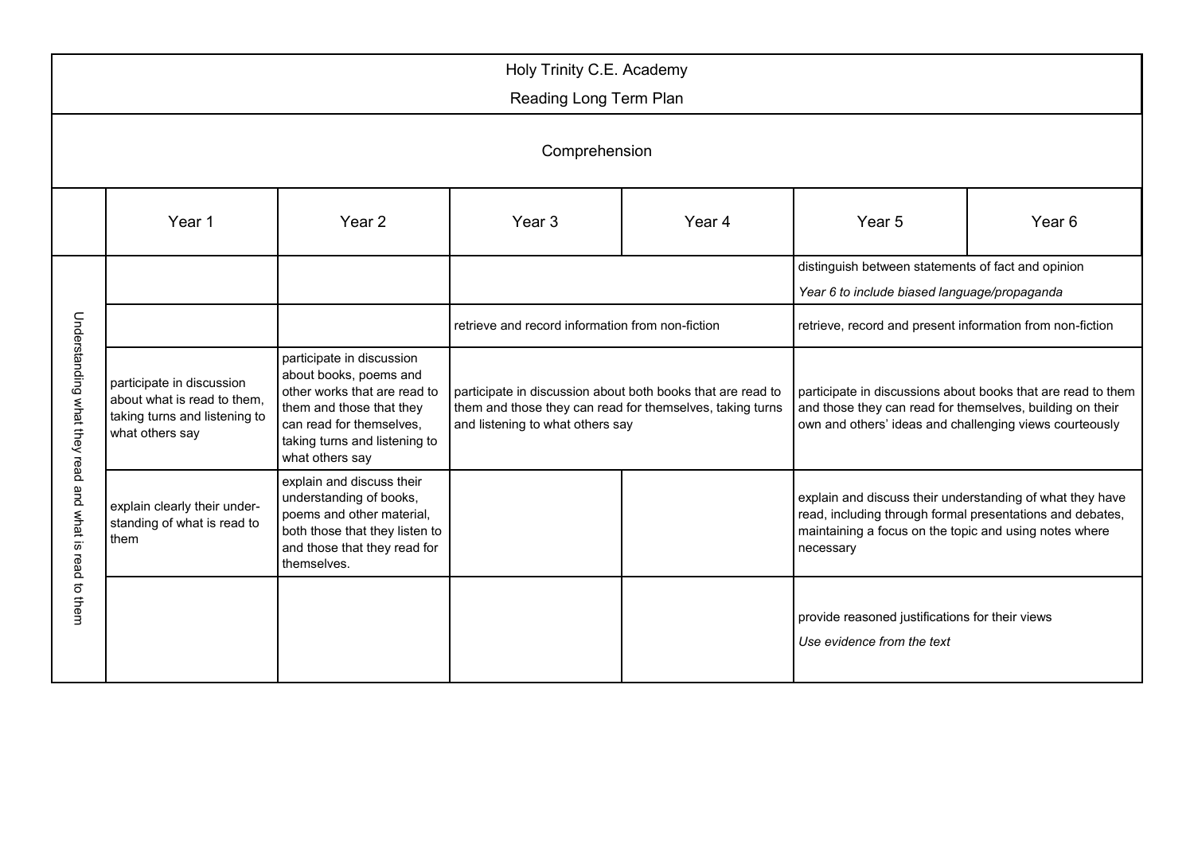# Holy Trinity C.E. Academy

## Reading Long Term Plan

### Comprehension

| | Year 1 | Year 2 | Year 3 | Year 4 | Year 5 | Year 6 |
|---|---|---|---|---|---|---|
| Understanding what they read and what is read to them | | | | | distinguish between statements of fact and opinion<br>*Year 6 to include biased language/propaganda* | |
| | | | retrieve and record information from non-fiction | | retrieve, record and present information from non-fiction | |
| | participate in discussion about what is read to them, taking turns and listening to what others say | participate in discussion about books, poems and other works that are read to them and those that they can read for themselves, taking turns and listening to what others say | participate in discussion about both books that are read to them and those they can read for themselves, taking turns and listening to what others say | | participate in discussions about books that are read to them and those they can read for themselves, building on their own and others' ideas and challenging views courteously | |
| | explain clearly their under-standing of what is read to them | explain and discuss their understanding of books, poems and other material, both those that they listen to and those that they read for themselves. | | | explain and discuss their understanding of what they have read, including through formal presentations and debates, maintaining a focus on the topic and using notes where necessary | |
| | | | | | provide reasoned justifications for their views<br>*Use evidence from the text* | |